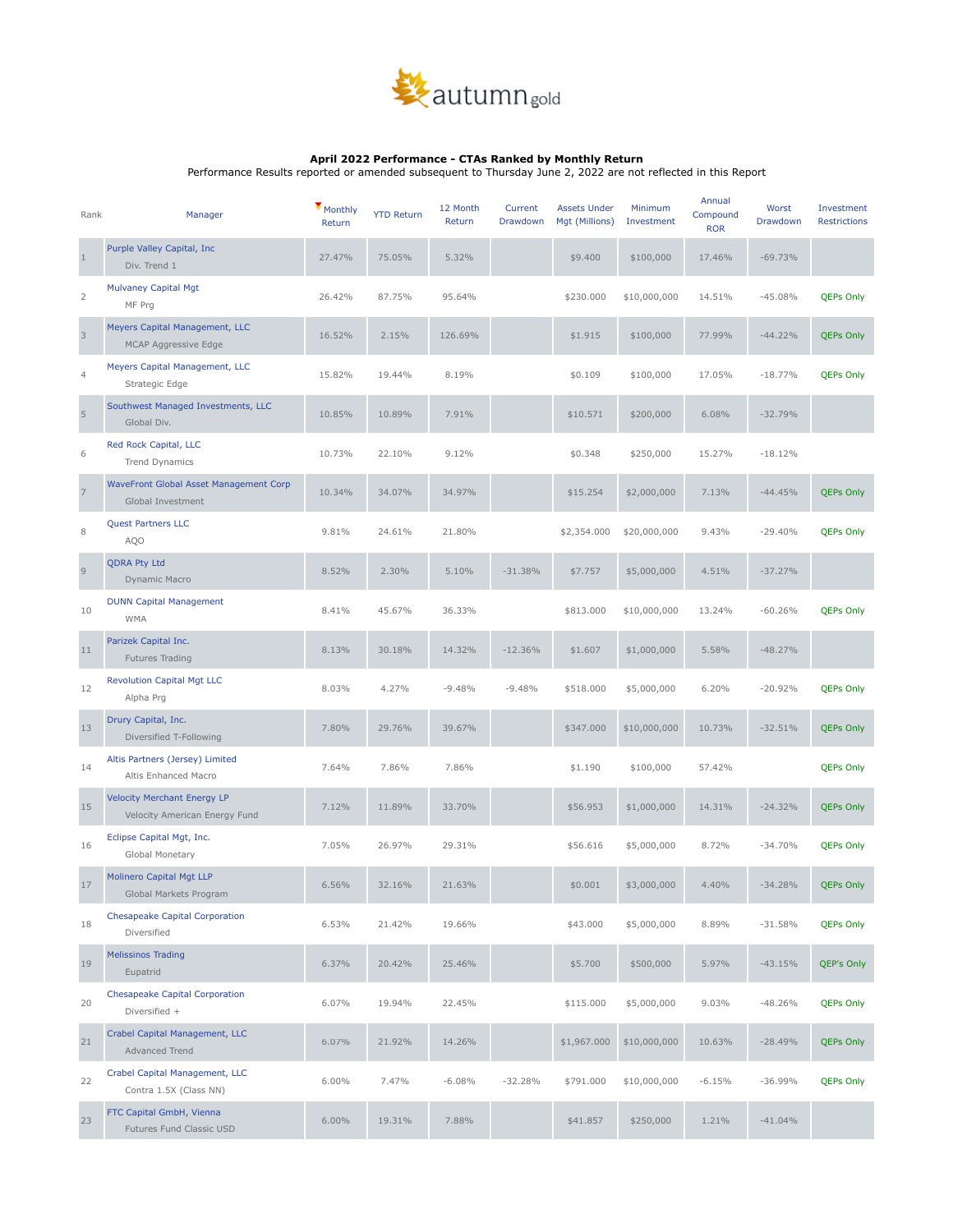autumn gold

**April 2022 Performance - CTAs Ranked by Monthly Return**

Performance Results reported or amended subsequent to Thursday June 2, 2022 are not reflected in this Report

| Rank | Manager | Monthly Return | YTD Return | 12 Month Return | Current Drawdown | Assets Under Mgt (Millions) | Minimum Investment | Annual Compound ROR | Worst Drawdown | Investment Restrictions |
|---|---|---|---|---|---|---|---|---|---|---|
| 1 | Purple Valley Capital, Inc<br>Div. Trend 1 | 27.47% | 75.05% | 5.32% | | $9.400 | $100,000 | 17.46% | -69.73% | |
| 2 | Mulvaney Capital Mgt<br>MF Prg | 26.42% | 87.75% | 95.64% | | $230.000 | $10,000,000 | 14.51% | -45.08% | QEPs Only |
| 3 | Meyers Capital Management, LLC<br>MCAP Aggressive Edge | 16.52% | 2.15% | 126.69% | | $1.915 | $100,000 | 77.99% | -44.22% | QEPs Only |
| 4 | Meyers Capital Management, LLC<br>Strategic Edge | 15.82% | 19.44% | 8.19% | | $0.109 | $100,000 | 17.05% | -18.77% | QEPs Only |
| 5 | Southwest Managed Investments, LLC<br>Global Div. | 10.85% | 10.89% | 7.91% | | $10.571 | $200,000 | 6.08% | -32.79% | |
| 6 | Red Rock Capital, LLC<br>Trend Dynamics | 10.73% | 22.10% | 9.12% | | $0.348 | $250,000 | 15.27% | -18.12% | |
| 7 | WaveFront Global Asset Management Corp<br>Global Investment | 10.34% | 34.07% | 34.97% | | $15.254 | $2,000,000 | 7.13% | -44.45% | QEPs Only |
| 8 | Quest Partners LLC<br>AQO | 9.81% | 24.61% | 21.80% | | $2,354.000 | $20,000,000 | 9.43% | -29.40% | QEPs Only |
| 9 | QDRA Pty Ltd<br>Dynamic Macro | 8.52% | 2.30% | 5.10% | -31.38% | $7.757 | $5,000,000 | 4.51% | -37.27% | |
| 10 | DUNN Capital Management<br>WMA | 8.41% | 45.67% | 36.33% | | $813.000 | $10,000,000 | 13.24% | -60.26% | QEPs Only |
| 11 | Parizek Capital Inc.<br>Futures Trading | 8.13% | 30.18% | 14.32% | -12.36% | $1.607 | $1,000,000 | 5.58% | -48.27% | |
| 12 | Revolution Capital Mgt LLC<br>Alpha Prg | 8.03% | 4.27% | -9.48% | -9.48% | $518.000 | $5,000,000 | 6.20% | -20.92% | QEPs Only |
| 13 | Drury Capital, Inc.<br>Diversified T-Following | 7.80% | 29.76% | 39.67% | | $347.000 | $10,000,000 | 10.73% | -32.51% | QEPs Only |
| 14 | Altis Partners (Jersey) Limited<br>Altis Enhanced Macro | 7.64% | 7.86% | 7.86% | | $1.190 | $100,000 | 57.42% | | QEPs Only |
| 15 | Velocity Merchant Energy LP<br>Velocity American Energy Fund | 7.12% | 11.89% | 33.70% | | $56.953 | $1,000,000 | 14.31% | -24.32% | QEPs Only |
| 16 | Eclipse Capital Mgt, Inc.<br>Global Monetary | 7.05% | 26.97% | 29.31% | | $56.616 | $5,000,000 | 8.72% | -34.70% | QEPs Only |
| 17 | Molinero Capital Mgt LLP<br>Global Markets Program | 6.56% | 32.16% | 21.63% | | $0.001 | $3,000,000 | 4.40% | -34.28% | QEPs Only |
| 18 | Chesapeake Capital Corporation<br>Diversified | 6.53% | 21.42% | 19.66% | | $43.000 | $5,000,000 | 8.89% | -31.58% | QEPs Only |
| 19 | Melissinos Trading<br>Eupatrid | 6.37% | 20.42% | 25.46% | | $5.700 | $500,000 | 5.97% | -43.15% | QEP's Only |
| 20 | Chesapeake Capital Corporation<br>Diversified + | 6.07% | 19.94% | 22.45% | | $115.000 | $5,000,000 | 9.03% | -48.26% | QEPs Only |
| 21 | Crabel Capital Management, LLC<br>Advanced Trend | 6.07% | 21.92% | 14.26% | | $1,967.000 | $10,000,000 | 10.63% | -28.49% | QEPs Only |
| 22 | Crabel Capital Management, LLC<br>Contra 1.5X (Class NN) | 6.00% | 7.47% | -6.08% | -32.28% | $791.000 | $10,000,000 | -6.15% | -36.99% | QEPs Only |
| 23 | FTC Capital GmbH, Vienna<br>Futures Fund Classic USD | 6.00% | 19.31% | 7.88% | | $41.857 | $250,000 | 1.21% | -41.04% | |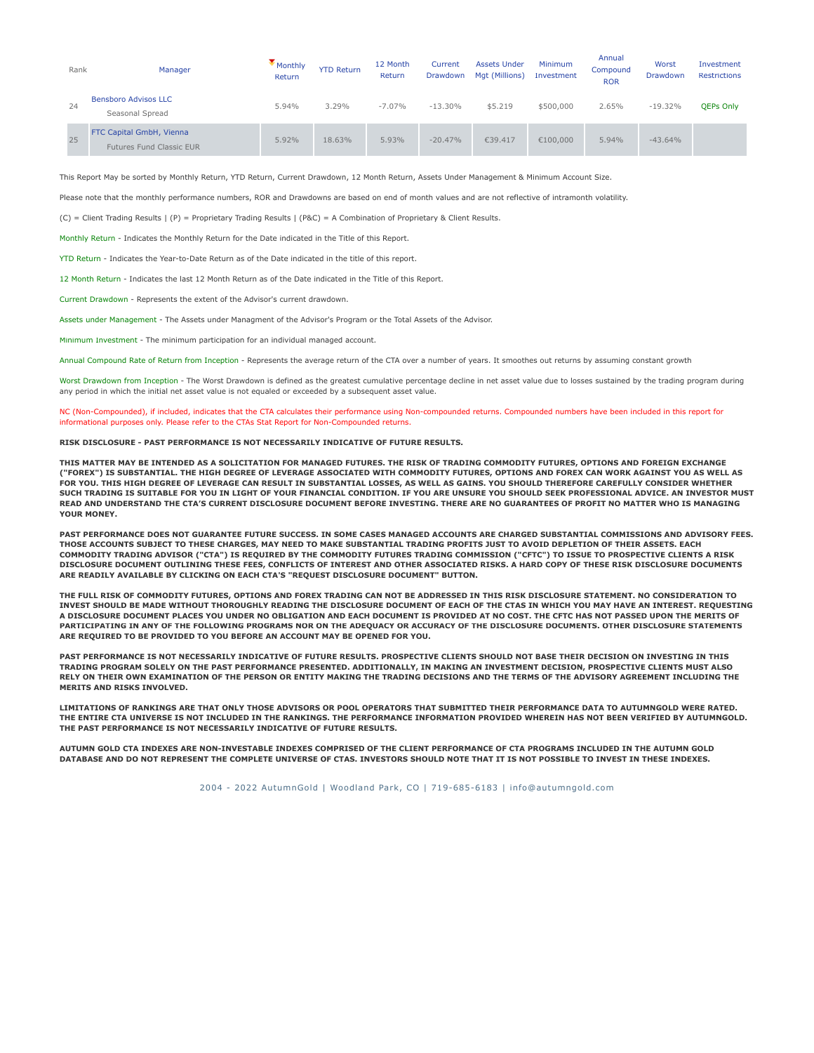| Rank | Manager | Monthly Return | YTD Return | 12 Month Return | Current Drawdown | Assets Under Mgt (Millions) | Minimum Investment | Annual Compound ROR | Worst Drawdown | Investment Restrictions |
|---|---|---|---|---|---|---|---|---|---|---|
| 24 | Bensboro Advisos LLC<br>Seasonal Spread | 5.94% | 3.29% | -7.07% | -13.30% | $5.219 | $500,000 | 2.65% | -19.32% | QEPs Only |
| 25 | FTC Capital GmbH, Vienna<br>Futures Fund Classic EUR | 5.92% | 18.63% | 5.93% | -20.47% | €39.417 | €100,000 | 5.94% | -43.64% | |

This Report May be sorted by Monthly Return, YTD Return, Current Drawdown, 12 Month Return, Assets Under Management & Minimum Account Size.

Please note that the monthly performance numbers, ROR and Drawdowns are based on end of month values and are not reflective of intramonth volatility.

(C) = Client Trading Results | (P) = Proprietary Trading Results | (P&C) = A Combination of Proprietary & Client Results.

Monthly Return - Indicates the Monthly Return for the Date indicated in the Title of this Report.

YTD Return - Indicates the Year-to-Date Return as of the Date indicated in the title of this report.

12 Month Return - Indicates the last 12 Month Return as of the Date indicated in the Title of this Report.

Current Drawdown - Represents the extent of the Advisor's current drawdown.

Assets under Management - The Assets under Managment of the Advisor's Program or the Total Assets of the Advisor.

Minimum Investment - The minimum participation for an individual managed account.

Annual Compound Rate of Return from Inception - Represents the average return of the CTA over a number of years. It smoothes out returns by assuming constant growth

Worst Drawdown from Inception - The Worst Drawdown is defined as the greatest cumulative percentage decline in net asset value due to losses sustained by the trading program during any period in which the initial net asset value is not equaled or exceeded by a subsequent asset value.

NC (Non-Compounded), if included, indicates that the CTA calculates their performance using Non-compounded returns. Compounded numbers have been included in this report for informational purposes only. Please refer to the CTAs Stat Report for Non-Compounded returns.

**RISK DISCLOSURE - PAST PERFORMANCE IS NOT NECESSARILY INDICATIVE OF FUTURE RESULTS.**

**THIS MATTER MAY BE INTENDED AS A SOLICITATION FOR MANAGED FUTURES. THE RISK OF TRADING COMMODITY FUTURES, OPTIONS AND FOREIGN EXCHANGE ("FOREX") IS SUBSTANTIAL. THE HIGH DEGREE OF LEVERAGE ASSOCIATED WITH COMMODITY FUTURES, OPTIONS AND FOREX CAN WORK AGAINST YOU AS WELL AS FOR YOU. THIS HIGH DEGREE OF LEVERAGE CAN RESULT IN SUBSTANTIAL LOSSES, AS WELL AS GAINS. YOU SHOULD THEREFORE CAREFULLY CONSIDER WHETHER SUCH TRADING IS SUITABLE FOR YOU IN LIGHT OF YOUR FINANCIAL CONDITION. IF YOU ARE UNSURE YOU SHOULD SEEK PROFESSIONAL ADVICE. AN INVESTOR MUST READ AND UNDERSTAND THE CTA'S CURRENT DISCLOSURE DOCUMENT BEFORE INVESTING. THERE ARE NO GUARANTEES OF PROFIT NO MATTER WHO IS MANAGING YOUR MONEY.**

**PAST PERFORMANCE DOES NOT GUARANTEE FUTURE SUCCESS. IN SOME CASES MANAGED ACCOUNTS ARE CHARGED SUBSTANTIAL COMMISSIONS AND ADVISORY FEES. THOSE ACCOUNTS SUBJECT TO THESE CHARGES, MAY NEED TO MAKE SUBSTANTIAL TRADING PROFITS JUST TO AVOID DEPLETION OF THEIR ASSETS. EACH COMMODITY TRADING ADVISOR ("CTA") IS REQUIRED BY THE COMMODITY FUTURES TRADING COMMISSION ("CFTC") TO ISSUE TO PROSPECTIVE CLIENTS A RISK DISCLOSURE DOCUMENT OUTLINING THESE FEES, CONFLICTS OF INTEREST AND OTHER ASSOCIATED RISKS. A HARD COPY OF THESE RISK DISCLOSURE DOCUMENTS ARE READILY AVAILABLE BY CLICKING ON EACH CTA'S "REQUEST DISCLOSURE DOCUMENT" BUTTON.**

**THE FULL RISK OF COMMODITY FUTURES, OPTIONS AND FOREX TRADING CAN NOT BE ADDRESSED IN THIS RISK DISCLOSURE STATEMENT. NO CONSIDERATION TO INVEST SHOULD BE MADE WITHOUT THOROUGHLY READING THE DISCLOSURE DOCUMENT OF EACH OF THE CTAS IN WHICH YOU MAY HAVE AN INTEREST. REQUESTING A DISCLOSURE DOCUMENT PLACES YOU UNDER NO OBLIGATION AND EACH DOCUMENT IS PROVIDED AT NO COST. THE CFTC HAS NOT PASSED UPON THE MERITS OF PARTICIPATING IN ANY OF THE FOLLOWING PROGRAMS NOR ON THE ADEQUACY OR ACCURACY OF THE DISCLOSURE DOCUMENTS. OTHER DISCLOSURE STATEMENTS ARE REQUIRED TO BE PROVIDED TO YOU BEFORE AN ACCOUNT MAY BE OPENED FOR YOU.**

**PAST PERFORMANCE IS NOT NECESSARILY INDICATIVE OF FUTURE RESULTS. PROSPECTIVE CLIENTS SHOULD NOT BASE THEIR DECISION ON INVESTING IN THIS TRADING PROGRAM SOLELY ON THE PAST PERFORMANCE PRESENTED. ADDITIONALLY, IN MAKING AN INVESTMENT DECISION, PROSPECTIVE CLIENTS MUST ALSO RELY ON THEIR OWN EXAMINATION OF THE PERSON OR ENTITY MAKING THE TRADING DECISIONS AND THE TERMS OF THE ADVISORY AGREEMENT INCLUDING THE MERITS AND RISKS INVOLVED.**

**LIMITATIONS OF RANKINGS ARE THAT ONLY THOSE ADVISORS OR POOL OPERATORS THAT SUBMITTED THEIR PERFORMANCE DATA TO AUTUMNGOLD WERE RATED. THE ENTIRE CTA UNIVERSE IS NOT INCLUDED IN THE RANKINGS. THE PERFORMANCE INFORMATION PROVIDED WHEREIN HAS NOT BEEN VERIFIED BY AUTUMNGOLD. THE PAST PERFORMANCE IS NOT NECESSARILY INDICATIVE OF FUTURE RESULTS.**

**AUTUMN GOLD CTA INDEXES ARE NON-INVESTABLE INDEXES COMPRISED OF THE CLIENT PERFORMANCE OF CTA PROGRAMS INCLUDED IN THE AUTUMN GOLD DATABASE AND DO NOT REPRESENT THE COMPLETE UNIVERSE OF CTAS. INVESTORS SHOULD NOTE THAT IT IS NOT POSSIBLE TO INVEST IN THESE INDEXES.**

2004 - 2022 AutumnGold | Woodland Park, CO | 719-685-6183 | info@autumngold.com